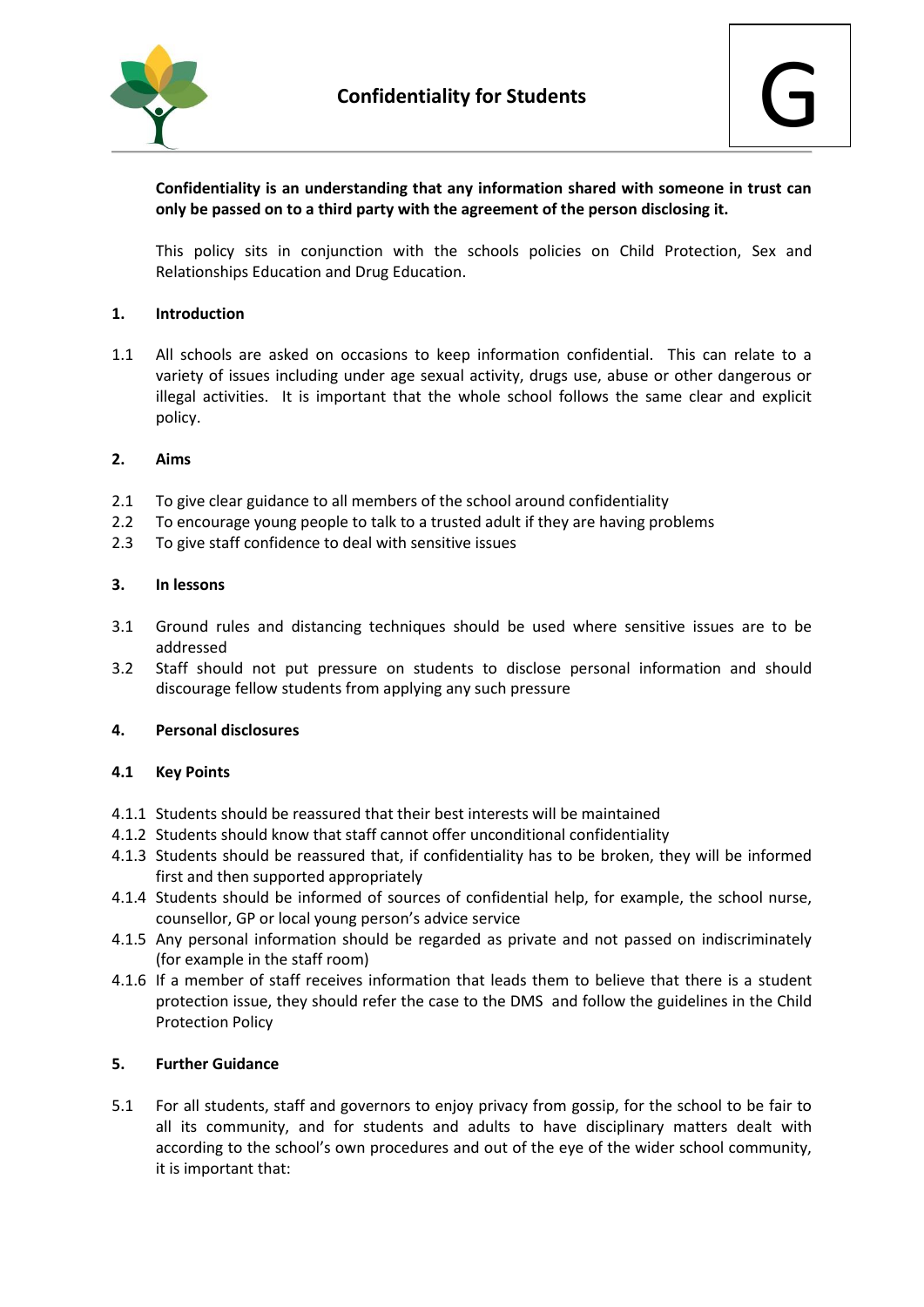# Confidentiality for Students

G

**Confidentiality is an understanding that any information shared with someone in trust can only be passed on to a third party with the agreement of the person disclosing it.**

This policy sits in conjunction with the schools policies on Child Protection, Sex and Relationships Education and Drug Education.

## 1. Introduction

1.1 All schools are asked on occasions to keep information confidential. This can relate to a variety of issues including under age sexual activity, drugs use, abuse or other dangerous or illegal activities. It is important that the whole school follows the same clear and explicit policy.

## 2. Aims

2.1 To give clear guidance to all members of the school around confidentiality
2.2 To encourage young people to talk to a trusted adult if they are having problems
2.3 To give staff confidence to deal with sensitive issues

## 3. In lessons

3.1 Ground rules and distancing techniques should be used where sensitive issues are to be addressed
3.2 Staff should not put pressure on students to disclose personal information and should discourage fellow students from applying any such pressure

## 4. Personal disclosures

### 4.1 Key Points

4.1.1 Students should be reassured that their best interests will be maintained
4.1.2 Students should know that staff cannot offer unconditional confidentiality
4.1.3 Students should be reassured that, if confidentiality has to be broken, they will be informed first and then supported appropriately
4.1.4 Students should be informed of sources of confidential help, for example, the school nurse, counsellor, GP or local young person's advice service
4.1.5 Any personal information should be regarded as private and not passed on indiscriminately (for example in the staff room)
4.1.6 If a member of staff receives information that leads them to believe that there is a student protection issue, they should refer the case to the DMS and follow the guidelines in the Child Protection Policy

## 5. Further Guidance

5.1 For all students, staff and governors to enjoy privacy from gossip, for the school to be fair to all its community, and for students and adults to have disciplinary matters dealt with according to the school's own procedures and out of the eye of the wider school community, it is important that: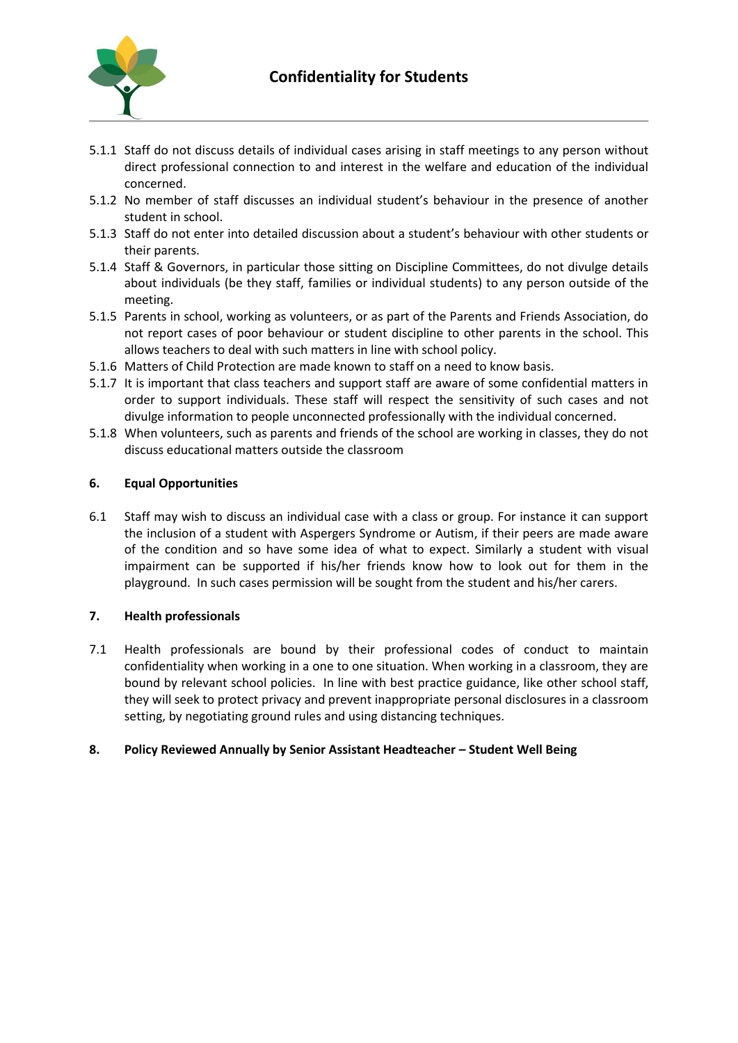5.1.1 Staff do not discuss details of individual cases arising in staff meetings to any person without direct professional connection to and interest in the welfare and education of the individual concerned.

5.1.2 No member of staff discusses an individual student's behaviour in the presence of another student in school.

5.1.3 Staff do not enter into detailed discussion about a student's behaviour with other students or their parents.

5.1.4 Staff & Governors, in particular those sitting on Discipline Committees, do not divulge details about individuals (be they staff, families or individual students) to any person outside of the meeting.

5.1.5 Parents in school, working as volunteers, or as part of the Parents and Friends Association, do not report cases of poor behaviour or student discipline to other parents in the school. This allows teachers to deal with such matters in line with school policy.

5.1.6 Matters of Child Protection are made known to staff on a need to know basis.

5.1.7 It is important that class teachers and support staff are aware of some confidential matters in order to support individuals. These staff will respect the sensitivity of such cases and not divulge information to people unconnected professionally with the individual concerned.

5.1.8 When volunteers, such as parents and friends of the school are working in classes, they do not discuss educational matters outside the classroom

## 6. Equal Opportunities

6.1 Staff may wish to discuss an individual case with a class or group. For instance it can support the inclusion of a student with Aspergers Syndrome or Autism, if their peers are made aware of the condition and so have some idea of what to expect. Similarly a student with visual impairment can be supported if his/her friends know how to look out for them in the playground. In such cases permission will be sought from the student and his/her carers.

## 7. Health professionals

7.1 Health professionals are bound by their professional codes of conduct to maintain confidentiality when working in a one to one situation. When working in a classroom, they are bound by relevant school policies. In line with best practice guidance, like other school staff, they will seek to protect privacy and prevent inappropriate personal disclosures in a classroom setting, by negotiating ground rules and using distancing techniques.

## 8. Policy Reviewed Annually by Senior Assistant Headteacher – Student Well Being